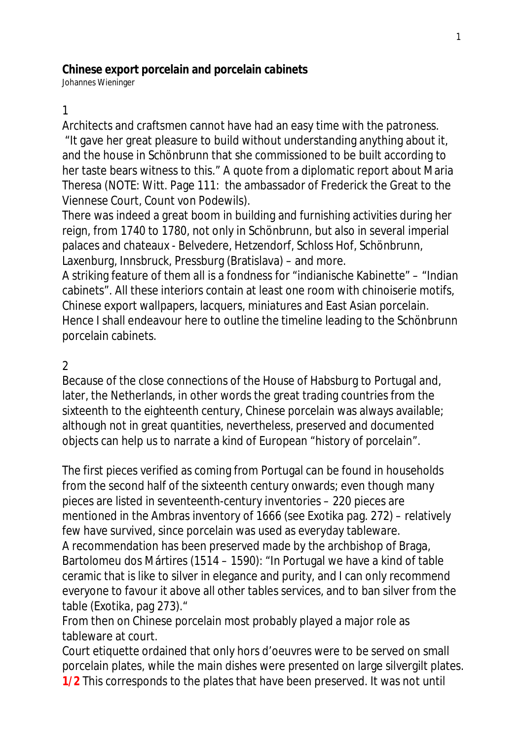**Chinese export porcelain and porcelain cabinets**

Johannes Wieninger

1

Architects and craftsmen cannot have had an easy time with the patroness. "It gave her great pleasure to build without understanding anything about it, and the house in Schönbrunn that she commissioned to be built according to her taste bears witness to this." A quote from a diplomatic report about Maria Theresa (NOTE: Witt. Page 111: the ambassador of Frederick the Great to the Viennese Court, Count von Podewils).

There was indeed a great boom in building and furnishing activities during her reign, from 1740 to 1780, not only in Schönbrunn, but also in several imperial palaces and chateaux - Belvedere, Hetzendorf, Schloss Hof, Schönbrunn, Laxenburg, Innsbruck, Pressburg (Bratislava) – and more.

A striking feature of them all is a fondness for "indianische Kabinette" – "Indian cabinets". All these interiors contain at least one room with chinoiserie motifs, Chinese export wallpapers, lacquers, miniatures and East Asian porcelain. Hence I shall endeavour here to outline the timeline leading to the Schönbrunn porcelain cabinets.

2

Because of the close connections of the House of Habsburg to Portugal and, later, the Netherlands, in other words the great trading countries from the sixteenth to the eighteenth century, Chinese porcelain was always available; although not in great quantities, nevertheless, preserved and documented objects can help us to narrate a kind of European "history of porcelain".

The first pieces verified as coming from Portugal can be found in households from the second half of the sixteenth century onwards; even though many pieces are listed in seventeenth-century inventories – 220 pieces are mentioned in the Ambras inventory of 1666 (see Exotika pag. 272) – relatively few have survived, since porcelain was used as everyday tableware.

A recommendation has been preserved made by the archbishop of Braga, Bartolomeu dos Mártires (1514 – 1590): "In Portugal we have a kind of table ceramic that is like to silver in elegance and purity, and I can only recommend everyone to favour it above all other tables services, and to ban silver from the table (Exotika, pag 273)."

From then on Chinese porcelain most probably played a major role as tableware at court.

Court etiquette ordained that only hors d'oeuvres were to be served on small porcelain plates, while the main dishes were presented on large silvergilt plates. **1/2** This corresponds to the plates that have been preserved. It was not until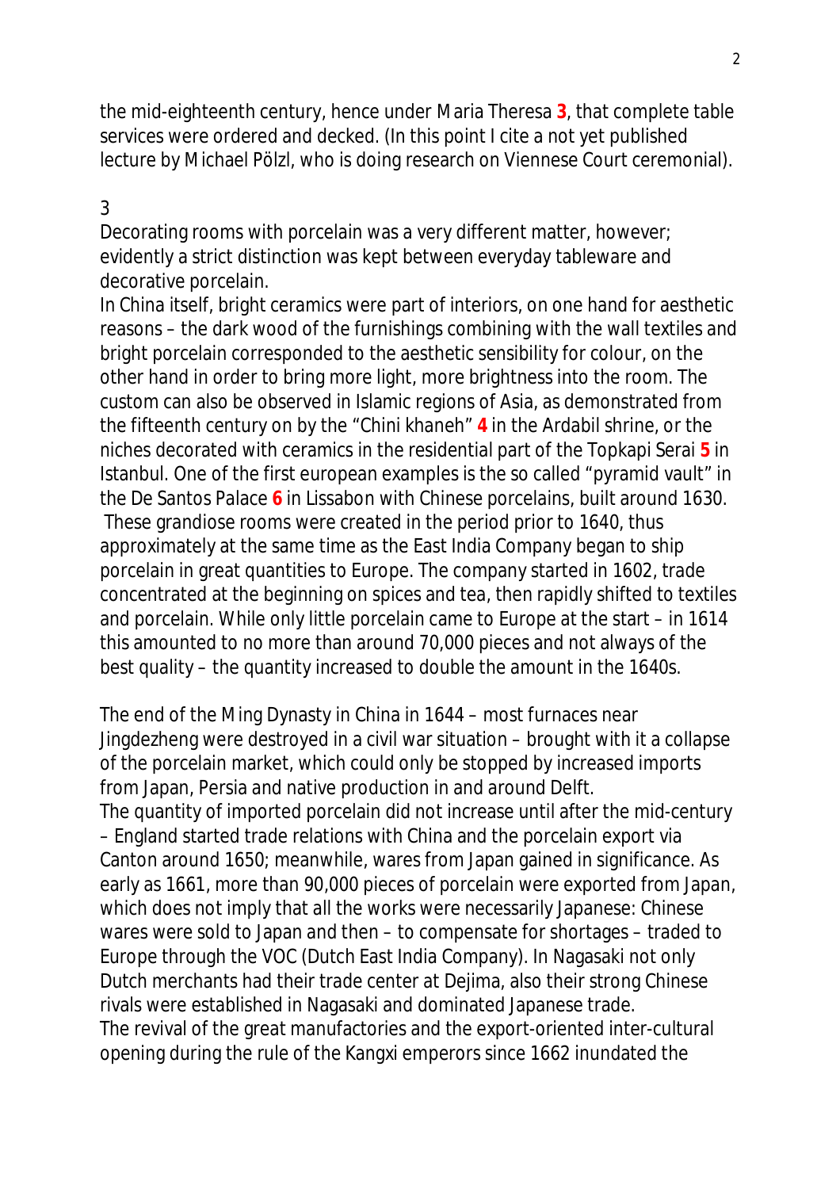the mid-eighteenth century, hence under Maria Theresa **3**, that complete table services were ordered and decked. (In this point I cite a not yet published lecture by Michael Pölzl, who is doing research on Viennese Court ceremonial).

3

Decorating rooms with porcelain was a very different matter, however; evidently a strict distinction was kept between everyday tableware and decorative porcelain.

In China itself, bright ceramics were part of interiors, on one hand for aesthetic reasons – the dark wood of the furnishings combining with the wall textiles and bright porcelain corresponded to the aesthetic sensibility for colour, on the other hand in order to bring more light, more brightness into the room. The custom can also be observed in Islamic regions of Asia, as demonstrated from the fifteenth century on by the "Chini khaneh" **4** in the Ardabil shrine, or the niches decorated with ceramics in the residential part of the Topkapi Serai **5** in Istanbul. One of the first european examples is the so called "pyramid vault" in the De Santos Palace **6** in Lissabon with Chinese porcelains, built around 1630. These grandiose rooms were created in the period prior to 1640, thus approximately at the same time as the East India Company began to ship porcelain in great quantities to Europe. The company started in 1602, trade concentrated at the beginning on spices and tea, then rapidly shifted to textiles and porcelain. While only little porcelain came to Europe at the start – in 1614 this amounted to no more than around 70,000 pieces and not always of the best quality – the quantity increased to double the amount in the 1640s.

The end of the Ming Dynasty in China in 1644 – most furnaces near Jingdezheng were destroyed in a civil war situation – brought with it a collapse of the porcelain market, which could only be stopped by increased imports from Japan, Persia and native production in and around Delft.

The quantity of imported porcelain did not increase until after the mid-century – England started trade relations with China and the porcelain export via Canton around 1650; meanwhile, wares from Japan gained in significance. As early as 1661, more than 90,000 pieces of porcelain were exported from Japan, which does not imply that all the works were necessarily Japanese: Chinese wares were sold to Japan and then – to compensate for shortages – traded to Europe through the VOC (Dutch East India Company). In Nagasaki not only Dutch merchants had their trade center at Dejima, also their strong Chinese rivals were established in Nagasaki and dominated Japanese trade.

The revival of the great manufactories and the export-oriented inter-cultural opening during the rule of the Kangxi emperors since 1662 inundated the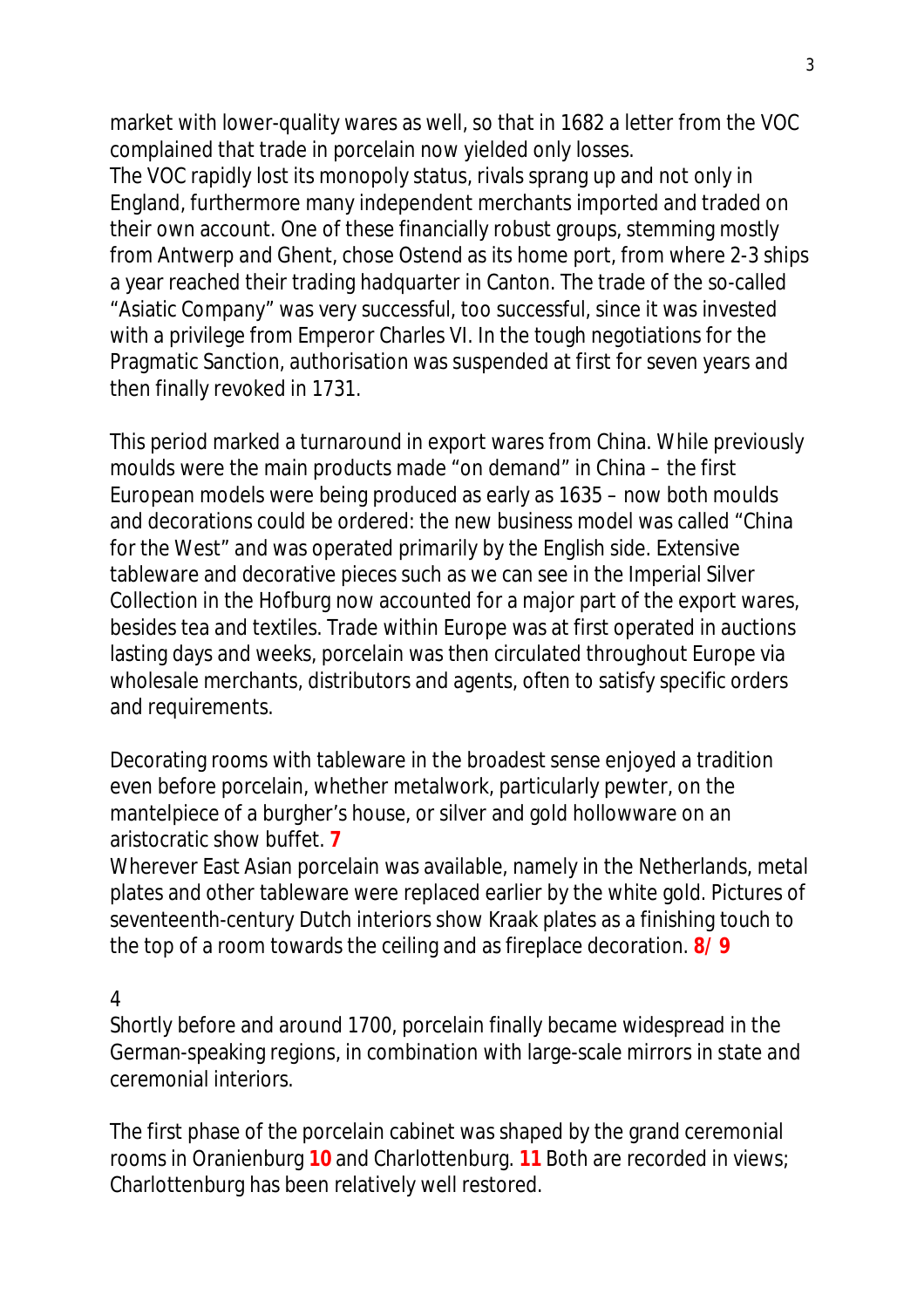market with lower-quality wares as well, so that in 1682 a letter from the VOC complained that trade in porcelain now yielded only losses.
The VOC rapidly lost its monopoly status, rivals sprang up and not only in England, furthermore many independent merchants imported and traded on their own account. One of these financially robust groups, stemming mostly from Antwerp and Ghent, chose Ostend as its home port, from where 2-3 ships a year reached their trading hadquarter in Canton. The trade of the so-called "Asiatic Company" was very successful, too successful, since it was invested with a privilege from Emperor Charles VI. In the tough negotiations for the Pragmatic Sanction, authorisation was suspended at first for seven years and then finally revoked in 1731.

This period marked a turnaround in export wares from China. While previously moulds were the main products made "on demand" in China – the first European models were being produced as early as 1635 – now both moulds and decorations could be ordered: the new business model was called "China for the West" and was operated primarily by the English side. Extensive tableware and decorative pieces such as we can see in the Imperial Silver Collection in the Hofburg now accounted for a major part of the export wares, besides tea and textiles. Trade within Europe was at first operated in auctions lasting days and weeks, porcelain was then circulated throughout Europe via wholesale merchants, distributors and agents, often to satisfy specific orders and requirements.

Decorating rooms with tableware in the broadest sense enjoyed a tradition even before porcelain, whether metalwork, particularly pewter, on the mantelpiece of a burgher's house, or silver and gold hollowware on an aristocratic show buffet. **7**
Wherever East Asian porcelain was available, namely in the Netherlands, metal plates and other tableware were replaced earlier by the white gold. Pictures of seventeenth-century Dutch interiors show Kraak plates as a finishing touch to the top of a room towards the ceiling and as fireplace decoration. **8/ 9**

4
Shortly before and around 1700, porcelain finally became widespread in the German-speaking regions, in combination with large-scale mirrors in state and ceremonial interiors.

The first phase of the porcelain cabinet was shaped by the grand ceremonial rooms in Oranienburg **10** and Charlottenburg. **11** Both are recorded in views; Charlottenburg has been relatively well restored.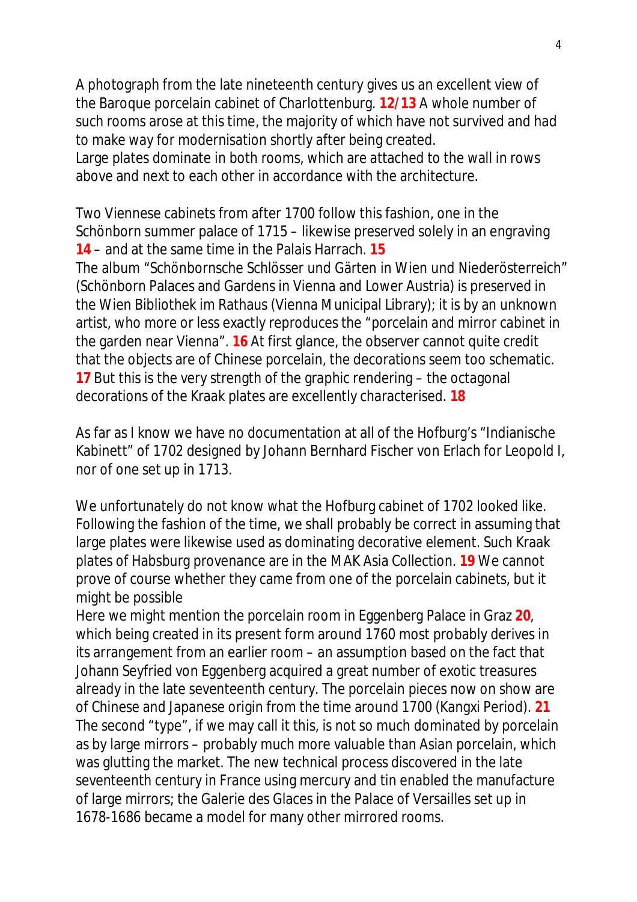A photograph from the late nineteenth century gives us an excellent view of the Baroque porcelain cabinet of Charlottenburg. **12/13** A whole number of such rooms arose at this time, the majority of which have not survived and had to make way for modernisation shortly after being created.
Large plates dominate in both rooms, which are attached to the wall in rows above and next to each other in accordance with the architecture.

Two Viennese cabinets from after 1700 follow this fashion, one in the Schönborn summer palace of 1715 – likewise preserved solely in an engraving **14** – and at the same time in the Palais Harrach. **15**
The album "Schönbornsche Schlösser und Gärten in Wien und Niederösterreich" (Schönborn Palaces and Gardens in Vienna and Lower Austria) is preserved in the Wien Bibliothek im Rathaus (Vienna Municipal Library); it is by an unknown artist, who more or less exactly reproduces the "porcelain and mirror cabinet in the garden near Vienna". **16** At first glance, the observer cannot quite credit that the objects are of Chinese porcelain, the decorations seem too schematic. **17** But this is the very strength of the graphic rendering – the octagonal decorations of the Kraak plates are excellently characterised. **18**

As far as I know we have no documentation at all of the Hofburg's "Indianische Kabinett" of 1702 designed by Johann Bernhard Fischer von Erlach for Leopold I, nor of one set up in 1713.

We unfortunately do not know what the Hofburg cabinet of 1702 looked like. Following the fashion of the time, we shall probably be correct in assuming that large plates were likewise used as dominating decorative element. Such Kraak plates of Habsburg provenance are in the MAK Asia Collection. **19** We cannot prove of course whether they came from one of the porcelain cabinets, but it might be possible
Here we might mention the porcelain room in Eggenberg Palace in Graz **20**, which being created in its present form around 1760 most probably derives in its arrangement from an earlier room – an assumption based on the fact that Johann Seyfried von Eggenberg acquired a great number of exotic treasures already in the late seventeenth century. The porcelain pieces now on show are of Chinese and Japanese origin from the time around 1700 (Kangxi Period). **21**
The second "type", if we may call it this, is not so much dominated by porcelain as by large mirrors – probably much more valuable than Asian porcelain, which was glutting the market. The new technical process discovered in the late seventeenth century in France using mercury and tin enabled the manufacture of large mirrors; the Galerie des Glaces in the Palace of Versailles set up in 1678-1686 became a model for many other mirrored rooms.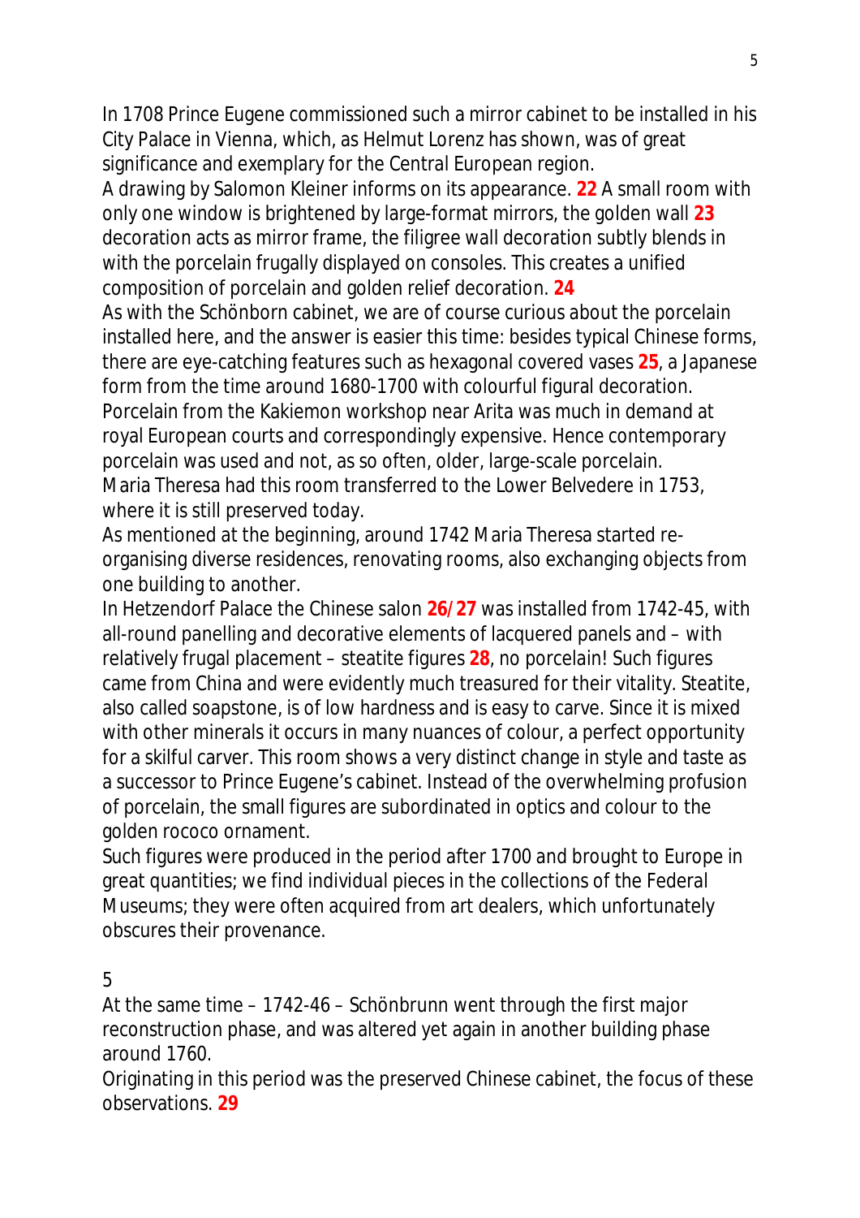In 1708 Prince Eugene commissioned such a mirror cabinet to be installed in his City Palace in Vienna, which, as Helmut Lorenz has shown, was of great significance and exemplary for the Central European region.
A drawing by Salomon Kleiner informs on its appearance. **22** A small room with only one window is brightened by large-format mirrors, the golden wall **23** decoration acts as mirror frame, the filigree wall decoration subtly blends in with the porcelain frugally displayed on consoles. This creates a unified composition of porcelain and golden relief decoration. **24**
As with the Schönborn cabinet, we are of course curious about the porcelain installed here, and the answer is easier this time: besides typical Chinese forms, there are eye-catching features such as hexagonal covered vases **25**, a Japanese form from the time around 1680-1700 with colourful figural decoration. Porcelain from the Kakiemon workshop near Arita was much in demand at royal European courts and correspondingly expensive. Hence contemporary porcelain was used and not, as so often, older, large-scale porcelain.
Maria Theresa had this room transferred to the Lower Belvedere in 1753, where it is still preserved today.
As mentioned at the beginning, around 1742 Maria Theresa started re-organising diverse residences, renovating rooms, also exchanging objects from one building to another.
In Hetzendorf Palace the Chinese salon **26/27** was installed from 1742-45, with all-round panelling and decorative elements of lacquered panels and – with relatively frugal placement – steatite figures **28**, no porcelain! Such figures came from China and were evidently much treasured for their vitality. Steatite, also called soapstone, is of low hardness and is easy to carve. Since it is mixed with other minerals it occurs in many nuances of colour, a perfect opportunity for a skilful carver. This room shows a very distinct change in style and taste as a successor to Prince Eugene's cabinet. Instead of the overwhelming profusion of porcelain, the small figures are subordinated in optics and colour to the golden rococo ornament.
Such figures were produced in the period after 1700 and brought to Europe in great quantities; we find individual pieces in the collections of the Federal Museums; they were often acquired from art dealers, which unfortunately obscures their provenance.

5

At the same time – 1742-46 – Schönbrunn went through the first major reconstruction phase, and was altered yet again in another building phase around 1760.
Originating in this period was the preserved Chinese cabinet, the focus of these observations. **29**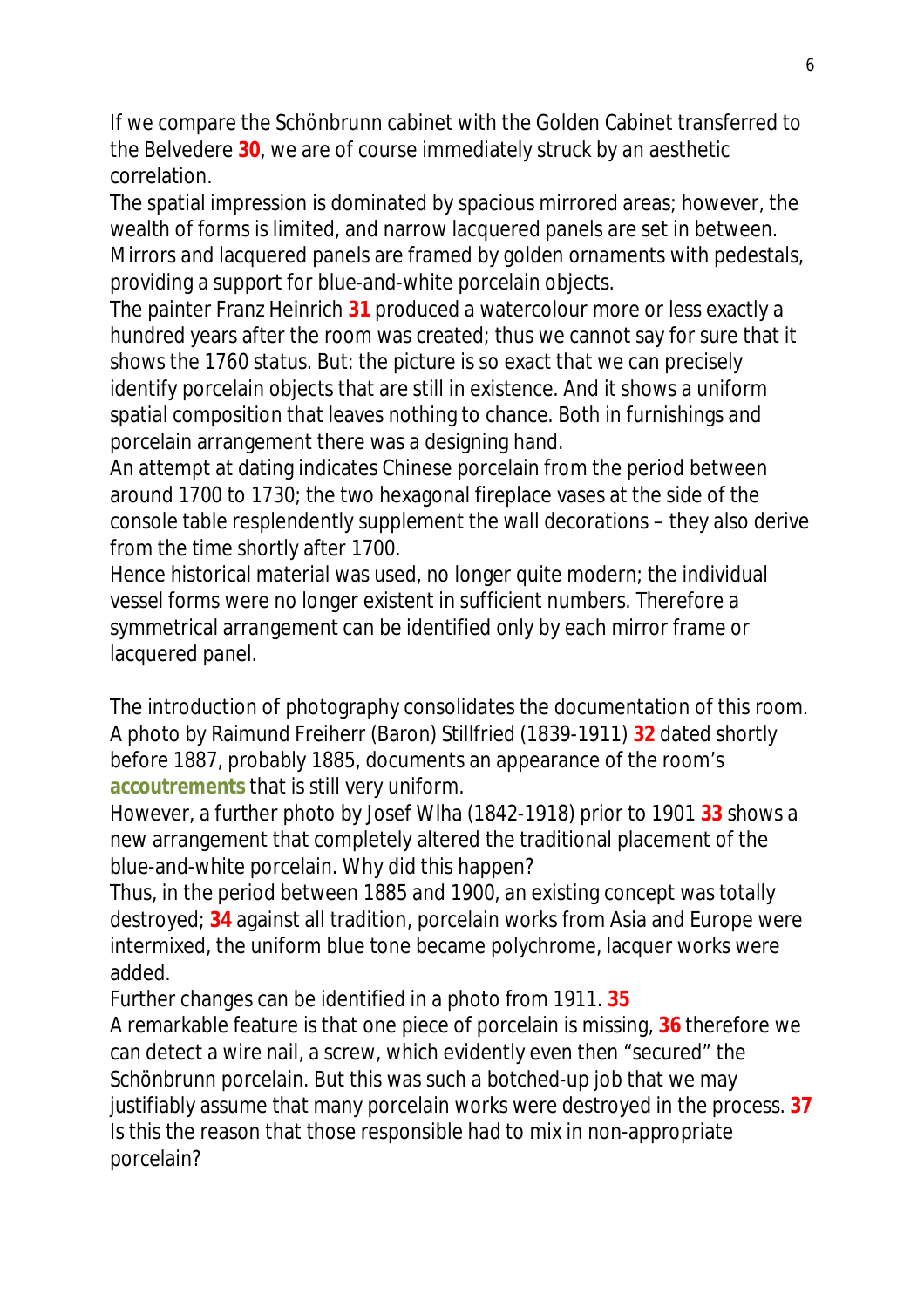If we compare the Schönbrunn cabinet with the Golden Cabinet transferred to the Belvedere **30**, we are of course immediately struck by an aesthetic correlation.

The spatial impression is dominated by spacious mirrored areas; however, the wealth of forms is limited, and narrow lacquered panels are set in between. Mirrors and lacquered panels are framed by golden ornaments with pedestals, providing a support for blue-and-white porcelain objects.

The painter Franz Heinrich **31** produced a watercolour more or less exactly a hundred years after the room was created; thus we cannot say for sure that it shows the 1760 status. But: the picture is so exact that we can precisely identify porcelain objects that are still in existence. And it shows a uniform spatial composition that leaves nothing to chance. Both in furnishings and porcelain arrangement there was a designing hand.

An attempt at dating indicates Chinese porcelain from the period between around 1700 to 1730; the two hexagonal fireplace vases at the side of the console table resplendently supplement the wall decorations – they also derive from the time shortly after 1700.

Hence historical material was used, no longer quite modern; the individual vessel forms were no longer existent in sufficient numbers. Therefore a symmetrical arrangement can be identified only by each mirror frame or lacquered panel.

The introduction of photography consolidates the documentation of this room. A photo by Raimund Freiherr (Baron) Stillfried (1839-1911) **32** dated shortly before 1887, probably 1885, documents an appearance of the room's **accoutrements** that is still very uniform.

However, a further photo by Josef Wlha (1842-1918) prior to 1901 **33** shows a new arrangement that completely altered the traditional placement of the blue-and-white porcelain. Why did this happen?

Thus, in the period between 1885 and 1900, an existing concept was totally destroyed; **34** against all tradition, porcelain works from Asia and Europe were intermixed, the uniform blue tone became polychrome, lacquer works were added.

Further changes can be identified in a photo from 1911. **35**

A remarkable feature is that one piece of porcelain is missing, **36** therefore we can detect a wire nail, a screw, which evidently even then "secured" the Schönbrunn porcelain. But this was such a botched-up job that we may justifiably assume that many porcelain works were destroyed in the process. **37** Is this the reason that those responsible had to mix in non-appropriate porcelain?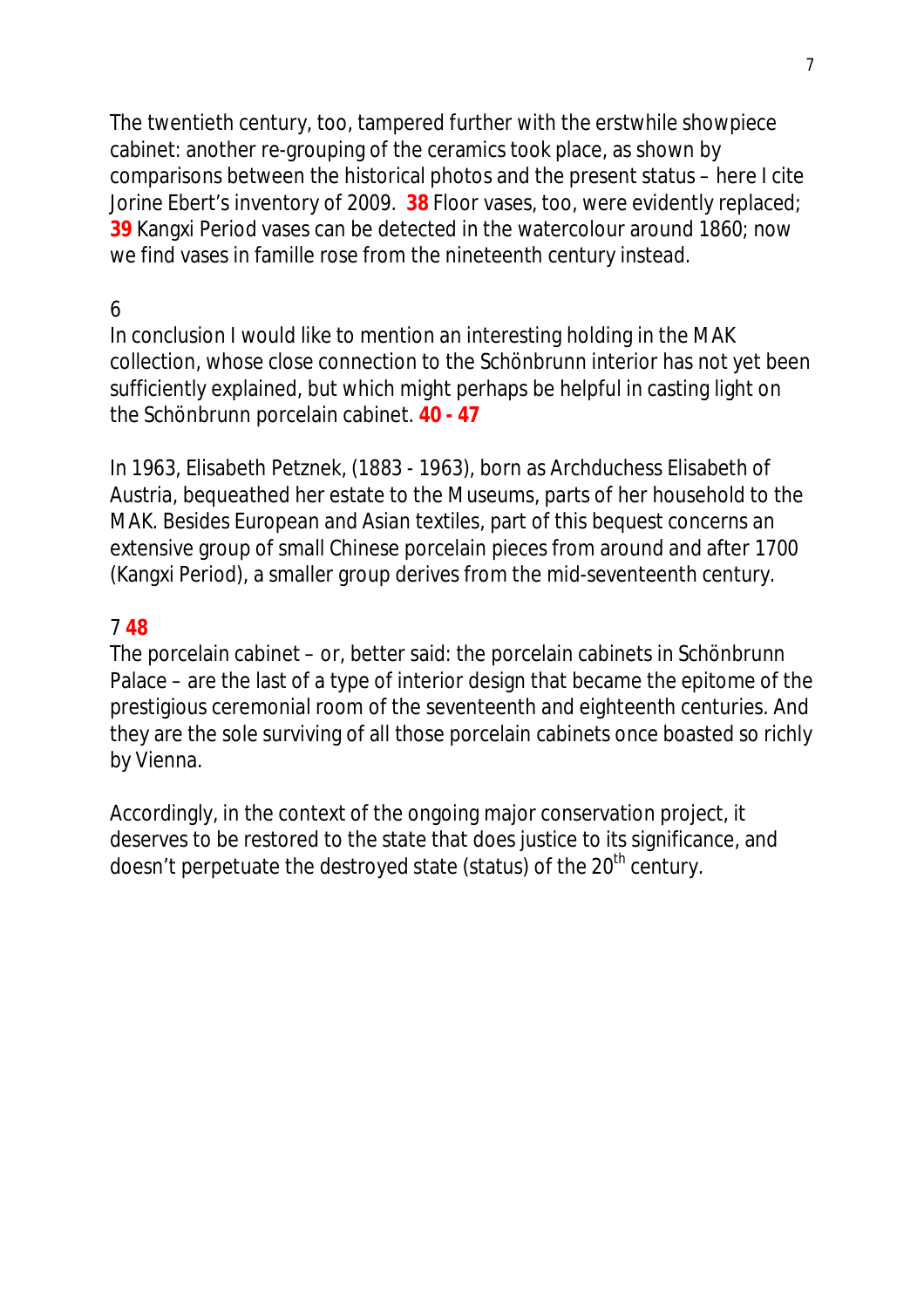The twentieth century, too, tampered further with the erstwhile showpiece cabinet: another re-grouping of the ceramics took place, as shown by comparisons between the historical photos and the present status – here I cite Jorine Ebert's inventory of 2009. **38** Floor vases, too, were evidently replaced; **39** Kangxi Period vases can be detected in the watercolour around 1860; now we find vases in famille rose from the nineteenth century instead.

6

In conclusion I would like to mention an interesting holding in the MAK collection, whose close connection to the Schönbrunn interior has not yet been sufficiently explained, but which might perhaps be helpful in casting light on the Schönbrunn porcelain cabinet. **40 - 47**

In 1963, Elisabeth Petznek, (1883 - 1963), born as Archduchess Elisabeth of Austria, bequeathed her estate to the Museums, parts of her household to the MAK. Besides European and Asian textiles, part of this bequest concerns an extensive group of small Chinese porcelain pieces from around and after 1700 (Kangxi Period), a smaller group derives from the mid-seventeenth century.

7 **48**

The porcelain cabinet – or, better said: the porcelain cabinets in Schönbrunn Palace – are the last of a type of interior design that became the epitome of the prestigious ceremonial room of the seventeenth and eighteenth centuries. And they are the sole surviving of all those porcelain cabinets once boasted so richly by Vienna.

Accordingly, in the context of the ongoing major conservation project, it deserves to be restored to the state that does justice to its significance, and doesn't perpetuate the destroyed state (status) of the 20th century.